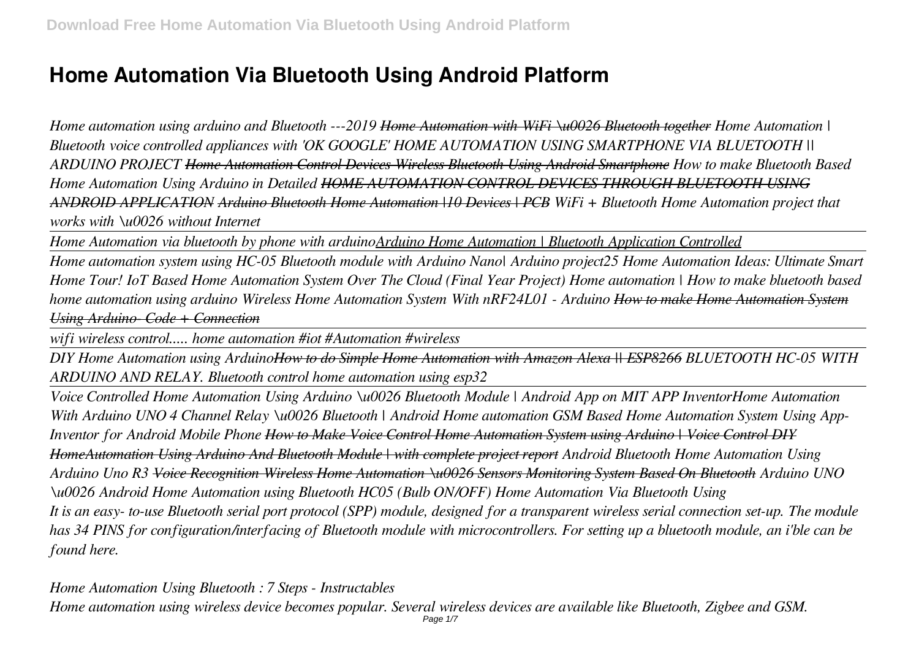# Home Automation Via Bluetooth Using Android Platform

*Home automation using arduino and Bluetooth ---2019* ~~*Home Automation with WiFi \u0026 Bluetooth together*~~ *Home Automation | Bluetooth voice controlled appliances with 'OK GOOGLE' HOME AUTOMATION USING SMARTPHONE VIA BLUETOOTH || ARDUINO PROJECT* ~~*Home Automation Control Devices Wireless Bluetooth Using Android Smartphone*~~ *How to make Bluetooth Based Home Automation Using Arduino in Detailed* ~~*HOME AUTOMATION CONTROL DEVICES THROUGH BLUETOOTH USING ANDROID APPLICATION*~~ ~~*Arduino Bluetooth Home Automation |10 Devices | PCB*~~ *WiFi + Bluetooth Home Automation project that works with \u0026 without Internet*

*Home Automation via bluetooth by phone with arduino*<u>*Arduino Home Automation | Bluetooth Application Controlled*</u>

*Home automation system using HC-05 Bluetooth module with Arduino Nano| Arduino project25 Home Automation Ideas: Ultimate Smart Home Tour! IoT Based Home Automation System Over The Cloud (Final Year Project) Home automation | How to make bluetooth based home automation using arduino Wireless Home Automation System With nRF24L01 - Arduino* ~~*How to make Home Automation System Using Arduino- Code + Connection*~~

*wifi wireless control..... home automation #iot #Automation #wireless*

*DIY Home Automation using Arduino*~~*How to do Simple Home Automation with Amazon Alexa || ESP8266*~~ *BLUETOOTH HC-05 WITH ARDUINO AND RELAY. Bluetooth control home automation using esp32*

*Voice Controlled Home Automation Using Arduino \u0026 Bluetooth Module | Android App on MIT APP InventorHome Automation With Arduino UNO 4 Channel Relay \u0026 Bluetooth | Android Home automation GSM Based Home Automation System Using App-Inventor for Android Mobile Phone* ~~*How to Make Voice Control Home Automation System using Arduino | Voice Control DIY HomeAutomation Using Arduino And Bluetooth Module | with complete project report*~~ *Android Bluetooth Home Automation Using Arduino Uno R3* ~~*Voice Recognition Wireless Home Automation \u0026 Sensors Monitoring System Based On Bluetooth*~~ *Arduino UNO \u0026 Android Home Automation using Bluetooth HC05 (Bulb ON/OFF) Home Automation Via Bluetooth Using*

*It is an easy- to-use Bluetooth serial port protocol (SPP) module, designed for a transparent wireless serial connection set-up. The module has 34 PINS for configuration/interfacing of Bluetooth module with microcontrollers. For setting up a bluetooth module, an i'ble can be found here.*

*Home Automation Using Bluetooth : 7 Steps - Instructables*

*Home automation using wireless device becomes popular. Several wireless devices are available like Bluetooth, Zigbee and GSM.*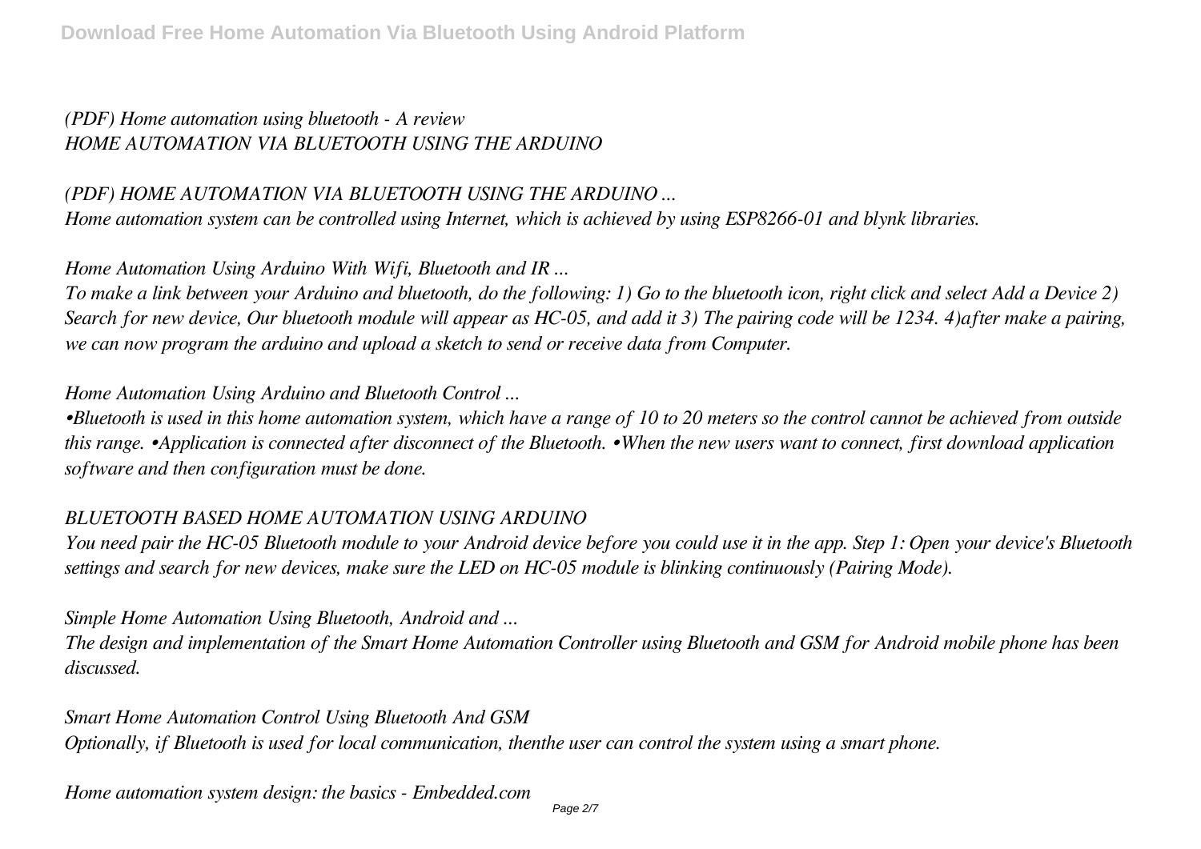*(PDF) Home automation using bluetooth - A review*
*HOME AUTOMATION VIA BLUETOOTH USING THE ARDUINO*

*(PDF) HOME AUTOMATION VIA BLUETOOTH USING THE ARDUINO ...*
*Home automation system can be controlled using Internet, which is achieved by using ESP8266-01 and blynk libraries.*

*Home Automation Using Arduino With Wifi, Bluetooth and IR ...*
*To make a link between your Arduino and bluetooth, do the following: 1) Go to the bluetooth icon, right click and select Add a Device 2) Search for new device, Our bluetooth module will appear as HC-05, and add it 3) The pairing code will be 1234. 4)after make a pairing, we can now program the arduino and upload a sketch to send or receive data from Computer.*

*Home Automation Using Arduino and Bluetooth Control ...*
*•Bluetooth is used in this home automation system, which have a range of 10 to 20 meters so the control cannot be achieved from outside this range. •Application is connected after disconnect of the Bluetooth. •When the new users want to connect, first download application software and then configuration must be done.*

*BLUETOOTH BASED HOME AUTOMATION USING ARDUINO*
*You need pair the HC-05 Bluetooth module to your Android device before you could use it in the app. Step 1: Open your device's Bluetooth settings and search for new devices, make sure the LED on HC-05 module is blinking continuously (Pairing Mode).*

*Simple Home Automation Using Bluetooth, Android and ...*
*The design and implementation of the Smart Home Automation Controller using Bluetooth and GSM for Android mobile phone has been discussed.*

*Smart Home Automation Control Using Bluetooth And GSM*
*Optionally, if Bluetooth is used for local communication, thenthe user can control the system using a smart phone.*

*Home automation system design: the basics - Embedded.com*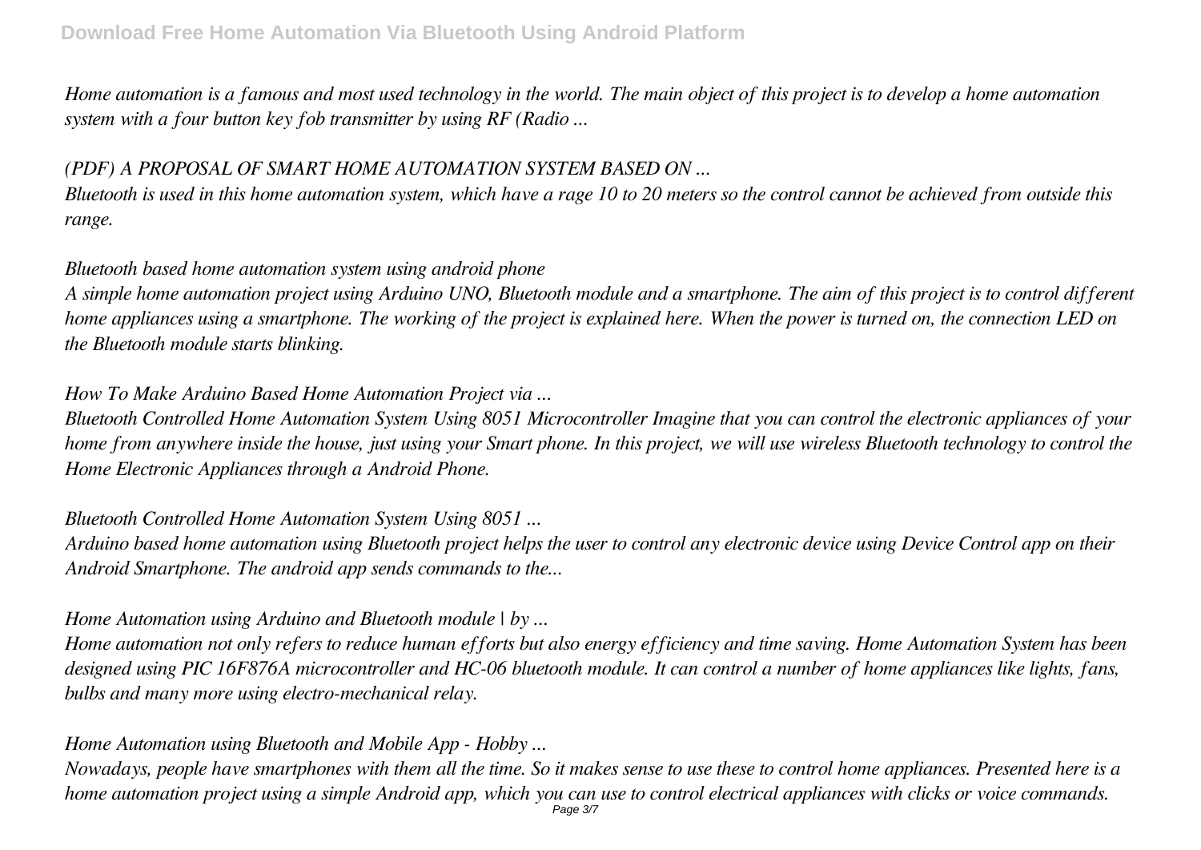*Home automation is a famous and most used technology in the world. The main object of this project is to develop a home automation system with a four button key fob transmitter by using RF (Radio ...*

*(PDF) A PROPOSAL OF SMART HOME AUTOMATION SYSTEM BASED ON ...*

*Bluetooth is used in this home automation system, which have a rage 10 to 20 meters so the control cannot be achieved from outside this range.*

*Bluetooth based home automation system using android phone*

*A simple home automation project using Arduino UNO, Bluetooth module and a smartphone. The aim of this project is to control different home appliances using a smartphone. The working of the project is explained here. When the power is turned on, the connection LED on the Bluetooth module starts blinking.*

*How To Make Arduino Based Home Automation Project via ...*

*Bluetooth Controlled Home Automation System Using 8051 Microcontroller Imagine that you can control the electronic appliances of your home from anywhere inside the house, just using your Smart phone. In this project, we will use wireless Bluetooth technology to control the Home Electronic Appliances through a Android Phone.*

*Bluetooth Controlled Home Automation System Using 8051 ...*

*Arduino based home automation using Bluetooth project helps the user to control any electronic device using Device Control app on their Android Smartphone. The android app sends commands to the...*

*Home Automation using Arduino and Bluetooth module | by ...*

*Home automation not only refers to reduce human efforts but also energy efficiency and time saving. Home Automation System has been designed using PIC 16F876A microcontroller and HC-06 bluetooth module. It can control a number of home appliances like lights, fans, bulbs and many more using electro-mechanical relay.*

*Home Automation using Bluetooth and Mobile App - Hobby ...*

*Nowadays, people have smartphones with them all the time. So it makes sense to use these to control home appliances. Presented here is a home automation project using a simple Android app, which you can use to control electrical appliances with clicks or voice commands.*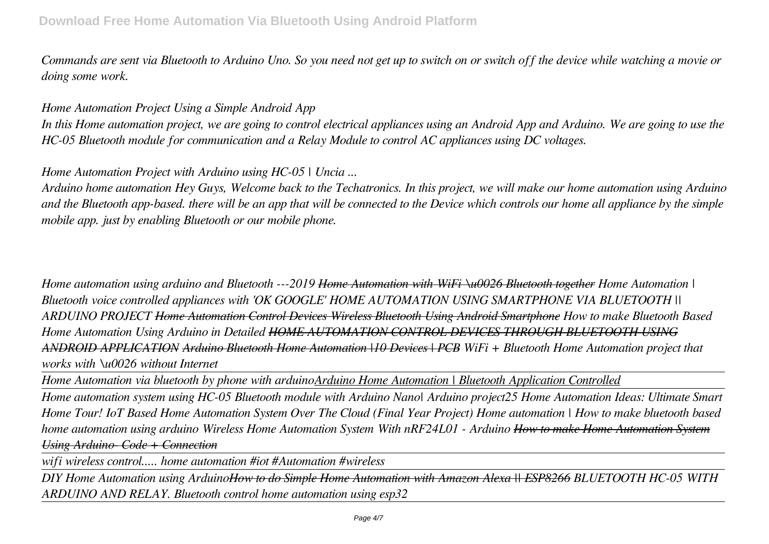*Commands are sent via Bluetooth to Arduino Uno. So you need not get up to switch on or switch off the device while watching a movie or doing some work.*

*Home Automation Project Using a Simple Android App*

*In this Home automation project, we are going to control electrical appliances using an Android App and Arduino. We are going to use the HC-05 Bluetooth module for communication and a Relay Module to control AC appliances using DC voltages.*

*Home Automation Project with Arduino using HC-05 | Uncia ...*

*Arduino home automation Hey Guys, Welcome back to the Techatronics. In this project, we will make our home automation using Arduino and the Bluetooth app-based. there will be an app that will be connected to the Device which controls our home all appliance by the simple mobile app. just by enabling Bluetooth or our mobile phone.*

*Home automation using arduino and Bluetooth ---2019 ~~Home Automation with WiFi \u0026 Bluetooth together~~ Home Automation | Bluetooth voice controlled appliances with 'OK GOOGLE' HOME AUTOMATION USING SMARTPHONE VIA BLUETOOTH || ARDUINO PROJECT ~~Home Automation Control Devices Wireless Bluetooth Using Android Smartphone~~ How to make Bluetooth Based Home Automation Using Arduino in Detailed ~~HOME AUTOMATION CONTROL DEVICES THROUGH BLUETOOTH USING ANDROID APPLICATION~~ ~~Arduino Bluetooth Home Automation |10 Devices | PCB~~ WiFi + Bluetooth Home Automation project that works with \u0026 without Internet*

*Home Automation via bluetooth by phone with arduino*Arduino Home Automation | Bluetooth Application Controlled

*Home automation system using HC-05 Bluetooth module with Arduino Nano| Arduino project25 Home Automation Ideas: Ultimate Smart Home Tour! IoT Based Home Automation System Over The Cloud (Final Year Project) Home automation | How to make bluetooth based home automation using arduino Wireless Home Automation System With nRF24L01 - Arduino ~~How to make Home Automation System Using Arduino- Code + Connection~~*

*wifi wireless control..... home automation #iot #Automation #wireless*

*DIY Home Automation using Arduino~~How to do Simple Home Automation with Amazon Alexa || ESP8266~~ BLUETOOTH HC-05 WITH ARDUINO AND RELAY. Bluetooth control home automation using esp32*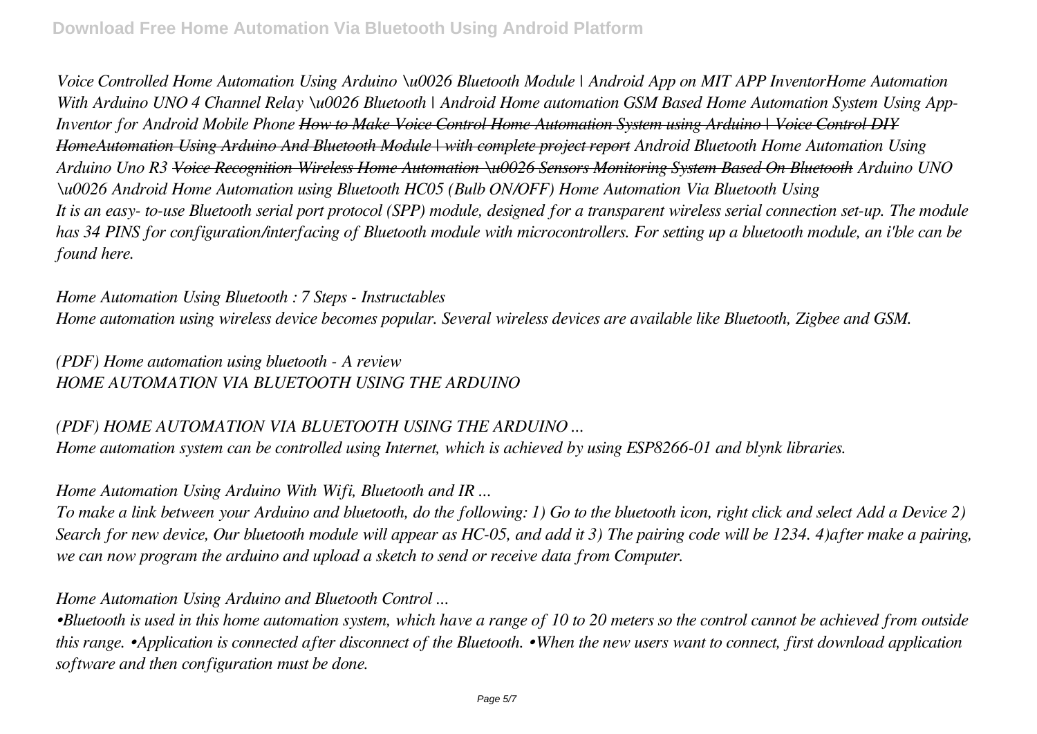*Voice Controlled Home Automation Using Arduino \u0026 Bluetooth Module | Android App on MIT APP InventorHome Automation With Arduino UNO 4 Channel Relay \u0026 Bluetooth | Android Home automation GSM Based Home Automation System Using App-Inventor for Android Mobile Phone ~~How to Make Voice Control Home Automation System using Arduino | Voice Control DIY HomeAutomation Using Arduino And Bluetooth Module | with complete project report~~ Android Bluetooth Home Automation Using Arduino Uno R3 ~~Voice Recognition Wireless Home Automation \u0026 Sensors Monitoring System Based On Bluetooth~~ Arduino UNO \u0026 Android Home Automation using Bluetooth HC05 (Bulb ON/OFF) Home Automation Via Bluetooth Using*

*It is an easy- to-use Bluetooth serial port protocol (SPP) module, designed for a transparent wireless serial connection set-up. The module has 34 PINS for configuration/interfacing of Bluetooth module with microcontrollers. For setting up a bluetooth module, an i'ble can be found here.*

*Home Automation Using Bluetooth : 7 Steps - Instructables*

*Home automation using wireless device becomes popular. Several wireless devices are available like Bluetooth, Zigbee and GSM.*

*(PDF) Home automation using bluetooth - A review*

*HOME AUTOMATION VIA BLUETOOTH USING THE ARDUINO*

*(PDF) HOME AUTOMATION VIA BLUETOOTH USING THE ARDUINO ...*

*Home automation system can be controlled using Internet, which is achieved by using ESP8266-01 and blynk libraries.*

*Home Automation Using Arduino With Wifi, Bluetooth and IR ...*

*To make a link between your Arduino and bluetooth, do the following: 1) Go to the bluetooth icon, right click and select Add a Device 2) Search for new device, Our bluetooth module will appear as HC-05, and add it 3) The pairing code will be 1234. 4)after make a pairing, we can now program the arduino and upload a sketch to send or receive data from Computer.*

*Home Automation Using Arduino and Bluetooth Control ...*

*•Bluetooth is used in this home automation system, which have a range of 10 to 20 meters so the control cannot be achieved from outside this range. •Application is connected after disconnect of the Bluetooth. •When the new users want to connect, first download application software and then configuration must be done.*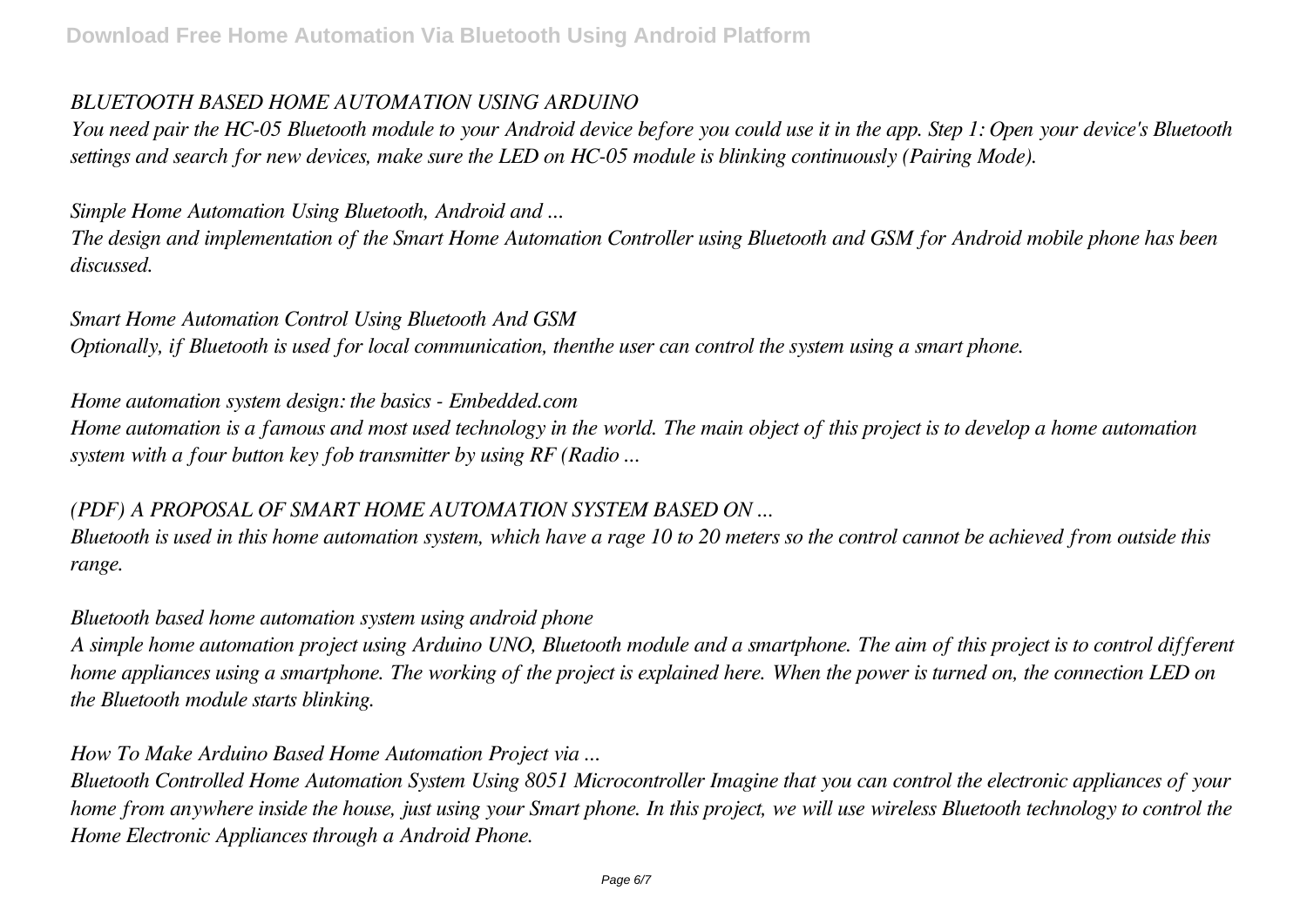*BLUETOOTH BASED HOME AUTOMATION USING ARDUINO*

*You need pair the HC-05 Bluetooth module to your Android device before you could use it in the app. Step 1: Open your device's Bluetooth settings and search for new devices, make sure the LED on HC-05 module is blinking continuously (Pairing Mode).*

*Simple Home Automation Using Bluetooth, Android and ...*

*The design and implementation of the Smart Home Automation Controller using Bluetooth and GSM for Android mobile phone has been discussed.*

*Smart Home Automation Control Using Bluetooth And GSM*

*Optionally, if Bluetooth is used for local communication, thenthe user can control the system using a smart phone.*

*Home automation system design: the basics - Embedded.com*

*Home automation is a famous and most used technology in the world. The main object of this project is to develop a home automation system with a four button key fob transmitter by using RF (Radio ...*

*(PDF) A PROPOSAL OF SMART HOME AUTOMATION SYSTEM BASED ON ...*

*Bluetooth is used in this home automation system, which have a rage 10 to 20 meters so the control cannot be achieved from outside this range.*

*Bluetooth based home automation system using android phone*

*A simple home automation project using Arduino UNO, Bluetooth module and a smartphone. The aim of this project is to control different home appliances using a smartphone. The working of the project is explained here. When the power is turned on, the connection LED on the Bluetooth module starts blinking.*

*How To Make Arduino Based Home Automation Project via ...*

*Bluetooth Controlled Home Automation System Using 8051 Microcontroller Imagine that you can control the electronic appliances of your home from anywhere inside the house, just using your Smart phone. In this project, we will use wireless Bluetooth technology to control the Home Electronic Appliances through a Android Phone.*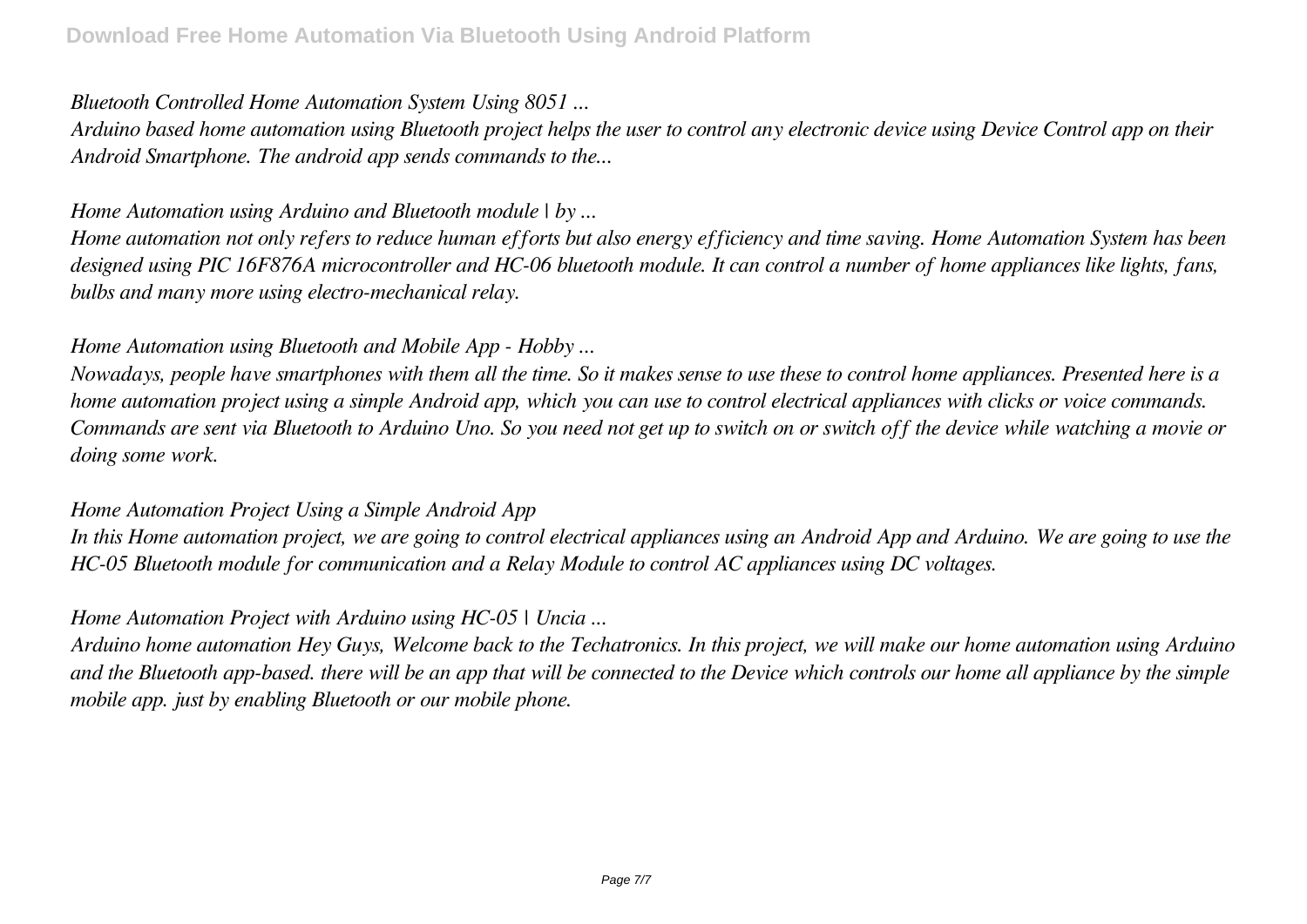*Bluetooth Controlled Home Automation System Using 8051 ...*

*Arduino based home automation using Bluetooth project helps the user to control any electronic device using Device Control app on their Android Smartphone. The android app sends commands to the...*

*Home Automation using Arduino and Bluetooth module | by ...*

*Home automation not only refers to reduce human efforts but also energy efficiency and time saving. Home Automation System has been designed using PIC 16F876A microcontroller and HC-06 bluetooth module. It can control a number of home appliances like lights, fans, bulbs and many more using electro-mechanical relay.*

*Home Automation using Bluetooth and Mobile App - Hobby ...*

*Nowadays, people have smartphones with them all the time. So it makes sense to use these to control home appliances. Presented here is a home automation project using a simple Android app, which you can use to control electrical appliances with clicks or voice commands. Commands are sent via Bluetooth to Arduino Uno. So you need not get up to switch on or switch off the device while watching a movie or doing some work.*

*Home Automation Project Using a Simple Android App*

*In this Home automation project, we are going to control electrical appliances using an Android App and Arduino. We are going to use the HC-05 Bluetooth module for communication and a Relay Module to control AC appliances using DC voltages.*

*Home Automation Project with Arduino using HC-05 | Uncia ...*

*Arduino home automation Hey Guys, Welcome back to the Techatronics. In this project, we will make our home automation using Arduino and the Bluetooth app-based. there will be an app that will be connected to the Device which controls our home all appliance by the simple mobile app. just by enabling Bluetooth or our mobile phone.*